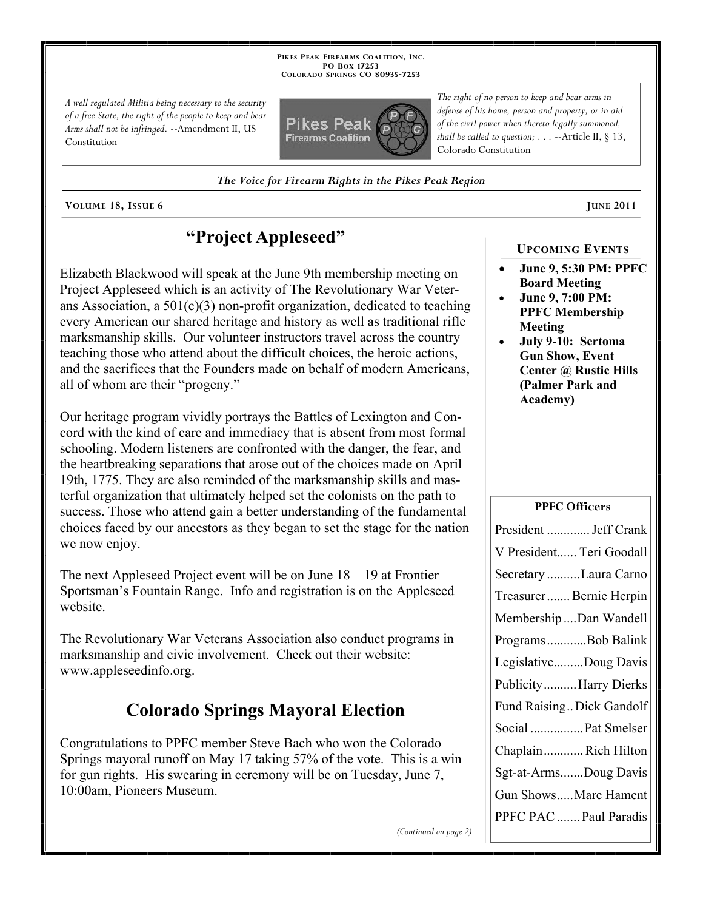Pikes Peak Firearms Coalition, Inc.
PO Box 17253
Colorado Springs CO 80935-7253

*A well regulated Militia being necessary to the security of a free State, the right of the people to keep and bear Arms shall not be infringed.* --Amendment II, US Constitution

*The right of no person to keep and bear arms in defense of his home, person and property, or in aid of the civil power when thereto legally summoned, shall be called to question; . . .* --Article II, § 13, Colorado Constitution

*The Voice for Firearm Rights in the Pikes Peak Region*

Volume 18, Issue 6 — June 2011

# "Project Appleseed"

Elizabeth Blackwood will speak at the June 9th membership meeting on Project Appleseed which is an activity of The Revolutionary War Veterans Association, a 501(c)(3) non-profit organization, dedicated to teaching every American our shared heritage and history as well as traditional rifle marksmanship skills. Our volunteer instructors travel across the country teaching those who attend about the difficult choices, the heroic actions, and the sacrifices that the Founders made on behalf of modern Americans, all of whom are their "progeny."

Our heritage program vividly portrays the Battles of Lexington and Concord with the kind of care and immediacy that is absent from most formal schooling. Modern listeners are confronted with the danger, the fear, and the heartbreaking separations that arose out of the choices made on April 19th, 1775. They are also reminded of the marksmanship skills and masterful organization that ultimately helped set the colonists on the path to success. Those who attend gain a better understanding of the fundamental choices faced by our ancestors as they began to set the stage for the nation we now enjoy.

The next Appleseed Project event will be on June 18—19 at Frontier Sportsman's Fountain Range. Info and registration is on the Appleseed website.

The Revolutionary War Veterans Association also conduct programs in marksmanship and civic involvement. Check out their website: www.appleseedinfo.org.

# Colorado Springs Mayoral Election

Congratulations to PPFC member Steve Bach who won the Colorado Springs mayoral runoff on May 17 taking 57% of the vote. This is a win for gun rights. His swearing in ceremony will be on Tuesday, June 7, 10:00am, Pioneers Museum.

*(Continued on page 2)*

## Upcoming Events

- **June 9, 5:30 PM: PPFC Board Meeting**
- **June 9, 7:00 PM: PPFC Membership Meeting**
- **July 9-10: Sertoma Gun Show, Event Center @ Rustic Hills (Palmer Park and Academy)**

## PPFC Officers

| Office | Name |
|---|---|
| President | Jeff Crank |
| V President | Teri Goodall |
| Secretary | Laura Carno |
| Treasurer | Bernie Herpin |
| Membership | Dan Wandell |
| Programs | Bob Balink |
| Legislative | Doug Davis |
| Publicity | Harry Dierks |
| Fund Raising | Dick Gandolf |
| Social | Pat Smelser |
| Chaplain | Rich Hilton |
| Sgt-at-Arms | Doug Davis |
| Gun Shows | Marc Hament |
| PPFC PAC | Paul Paradis |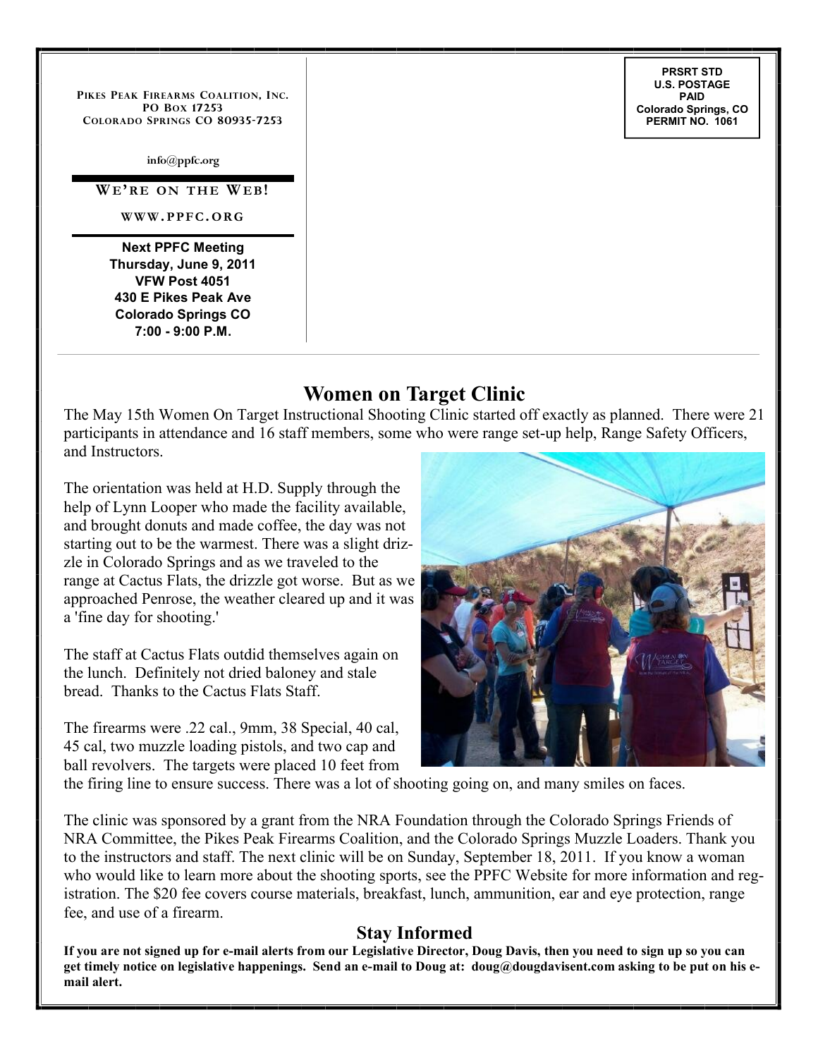PIKES PEAK FIREARMS COALITION, INC.
PO BOX 17253
COLORADO SPRINGS CO 80935-7253

info@ppfc.org

**WE'RE ON THE WEB!**

**WWW.PPFC.ORG**

**Next PPFC Meeting**
**Thursday, June 9, 2011**
**VFW Post 4051**
**430 E Pikes Peak Ave**
**Colorado Springs CO**
**7:00 - 9:00 P.M.**

**PRSRT STD**
**U.S. POSTAGE**
**PAID**
**Colorado Springs, CO**
**PERMIT NO. 1061**

## Women on Target Clinic

The May 15th Women On Target Instructional Shooting Clinic started off exactly as planned. There were 21 participants in attendance and 16 staff members, some who were range set-up help, Range Safety Officers, and Instructors.

The orientation was held at H.D. Supply through the help of Lynn Looper who made the facility available, and brought donuts and made coffee, the day was not starting out to be the warmest. There was a slight drizzle in Colorado Springs and as we traveled to the range at Cactus Flats, the drizzle got worse. But as we approached Penrose, the weather cleared up and it was a 'fine day for shooting.'

The staff at Cactus Flats outdid themselves again on the lunch. Definitely not dried baloney and stale bread. Thanks to the Cactus Flats Staff.

The firearms were .22 cal., 9mm, 38 Special, 40 cal, 45 cal, two muzzle loading pistols, and two cap and ball revolvers. The targets were placed 10 feet from the firing line to ensure success. There was a lot of shooting going on, and many smiles on faces.

The clinic was sponsored by a grant from the NRA Foundation through the Colorado Springs Friends of NRA Committee, the Pikes Peak Firearms Coalition, and the Colorado Springs Muzzle Loaders. Thank you to the instructors and staff. The next clinic will be on Sunday, September 18, 2011. If you know a woman who would like to learn more about the shooting sports, see the PPFC Website for more information and registration. The $20 fee covers course materials, breakfast, lunch, ammunition, ear and eye protection, range fee, and use of a firearm.

## Stay Informed

**If you are not signed up for e-mail alerts from our Legislative Director, Doug Davis, then you need to sign up so you can get timely notice on legislative happenings. Send an e-mail to Doug at: doug@dougdavisent.com asking to be put on his e-mail alert.**